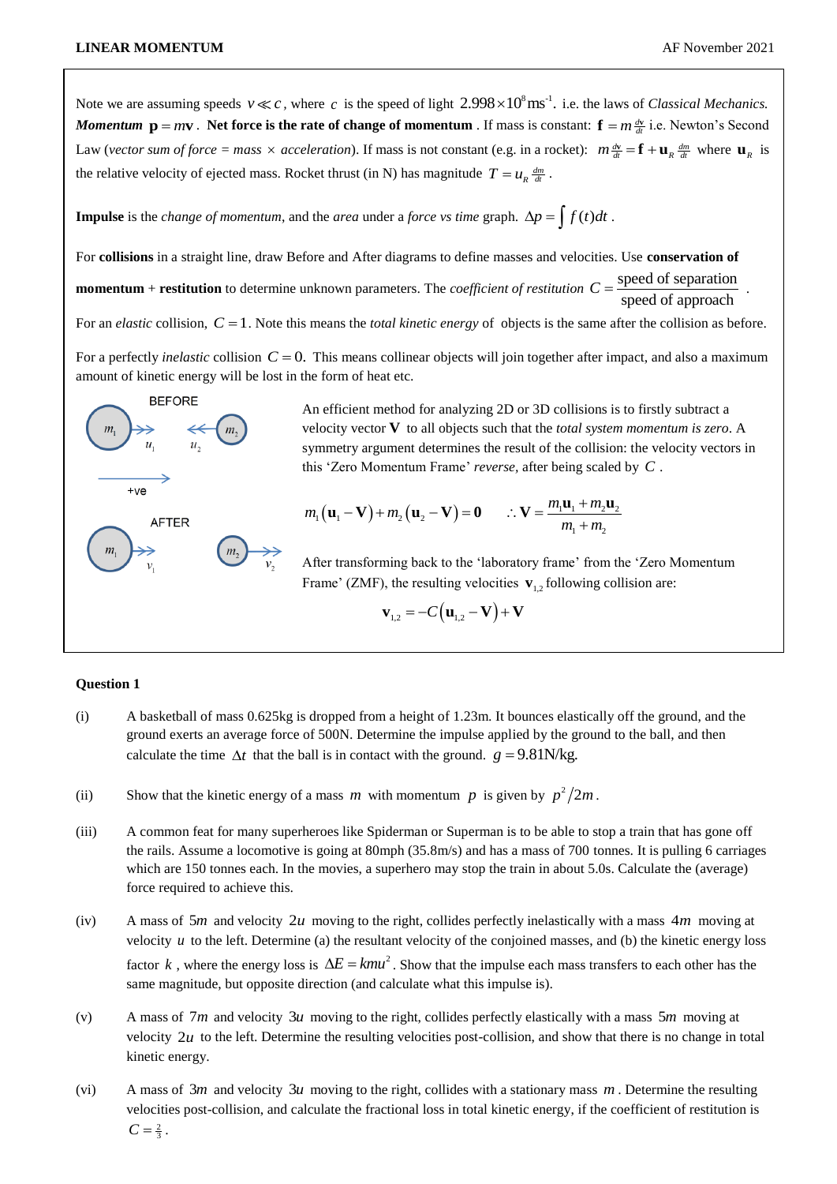Note we are assuming speeds $v \ll c$, where $c$ is the speed of light $2.998\times10^{8}\,\text{ms}^{-1}$. i.e. the laws of *Classical Mechanics.* ***Momentum*** $\mathbf{p} = m\mathbf{v}$. **Net force is the rate of change of momentum**. If mass is constant: $\mathbf{f} = m\frac{d\mathbf{v}}{dt}$ i.e. Newton's Second Law (*vector sum of force = mass × acceleration*). If mass is not constant (e.g. in a rocket): $m\frac{d\mathbf{v}}{dt} = \mathbf{f} + \mathbf{u}_R\frac{dm}{dt}$ where $\mathbf{u}_R$ is the relative velocity of ejected mass. Rocket thrust (in N) has magnitude $T = u_R\frac{dm}{dt}$.

**Impulse** is the *change of momentum*, and the *area* under a *force vs time* graph. $\Delta p = \int f(t)dt$.

For **collisions** in a straight line, draw Before and After diagrams to define masses and velocities. Use **conservation of momentum** + **restitution** to determine unknown parameters. The *coefficient of restitution* $C = \dfrac{\text{speed of separation}}{\text{speed of approach}}$.

For an *elastic* collision, $C = 1$. Note this means the *total kinetic energy* of objects is the same after the collision as before.

For a perfectly *inelastic* collision $C = 0$. This means collinear objects will join together after impact, and also a maximum amount of kinetic energy will be lost in the form of heat etc.

BEFORE: $m_1$ with velocity $u_1$ (→), $m_2$ with velocity $u_2$ (←). +ve direction: →

AFTER: $m_1$ with velocity $v_1$ (→), $m_2$ with velocity $v_2$ (→).

An efficient method for analyzing 2D or 3D collisions is to firstly subtract a velocity vector $\mathbf{V}$ to all objects such that the *total system momentum is zero*. A symmetry argument determines the result of the collision: the velocity vectors in this 'Zero Momentum Frame' *reverse*, after being scaled by $C$.

$$m_1(\mathbf{u}_1 - \mathbf{V}) + m_2(\mathbf{u}_2 - \mathbf{V}) = \mathbf{0} \qquad \therefore \mathbf{V} = \frac{m_1\mathbf{u}_1 + m_2\mathbf{u}_2}{m_1 + m_2}$$

After transforming back to the 'laboratory frame' from the 'Zero Momentum Frame' (ZMF), the resulting velocities $\mathbf{v}_{1,2}$ following collision are:

$$\mathbf{v}_{1,2} = -C(\mathbf{u}_{1,2} - \mathbf{V}) + \mathbf{V}$$

### Question 1

(i) A basketball of mass 0.625kg is dropped from a height of 1.23m. It bounces elastically off the ground, and the ground exerts an average force of 500N. Determine the impulse applied by the ground to the ball, and then calculate the time $\Delta t$ that the ball is in contact with the ground. $g = 9.81\text{N/kg}$.

(ii) Show that the kinetic energy of a mass $m$ with momentum $p$ is given by $p^2/2m$.

(iii) A common feat for many superheroes like Spiderman or Superman is to be able to stop a train that has gone off the rails. Assume a locomotive is going at 80mph (35.8m/s) and has a mass of 700 tonnes. It is pulling 6 carriages which are 150 tonnes each. In the movies, a superhero may stop the train in about 5.0s. Calculate the (average) force required to achieve this.

(iv) A mass of $5m$ and velocity $2u$ moving to the right, collides perfectly inelastically with a mass $4m$ moving at velocity $u$ to the left. Determine (a) the resultant velocity of the conjoined masses, and (b) the kinetic energy loss factor $k$, where the energy loss is $\Delta E = kmu^2$. Show that the impulse each mass transfers to each other has the same magnitude, but opposite direction (and calculate what this impulse is).

(v) A mass of $7m$ and velocity $3u$ moving to the right, collides perfectly elastically with a mass $5m$ moving at velocity $2u$ to the left. Determine the resulting velocities post-collision, and show that there is no change in total kinetic energy.

(vi) A mass of $3m$ and velocity $3u$ moving to the right, collides with a stationary mass $m$. Determine the resulting velocities post-collision, and calculate the fractional loss in total kinetic energy, if the coefficient of restitution is $C = \frac{2}{3}$.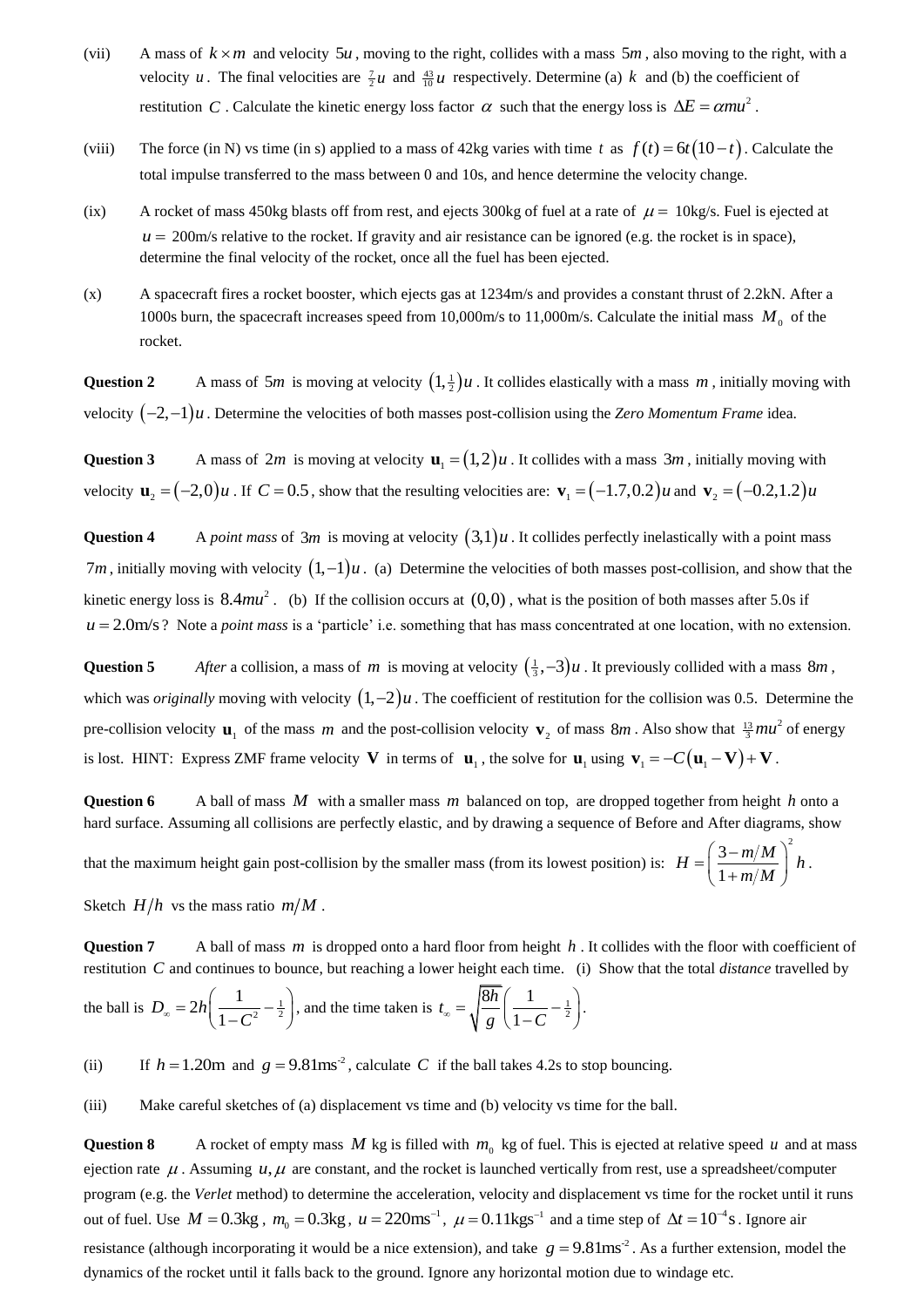(vii) A mass of $k \times m$ and velocity $5u$, moving to the right, collides with a mass $5m$, also moving to the right, with a velocity $u$. The final velocities are $\frac{7}{2}u$ and $\frac{43}{10}u$ respectively. Determine (a) $k$ and (b) the coefficient of restitution $C$. Calculate the kinetic energy loss factor $\alpha$ such that the energy loss is $\Delta E = \alpha m u^2$.

(viii) The force (in N) vs time (in s) applied to a mass of 42kg varies with time $t$ as $f(t) = 6t(10-t)$. Calculate the total impulse transferred to the mass between 0 and 10s, and hence determine the velocity change.

(ix) A rocket of mass 450kg blasts off from rest, and ejects 300kg of fuel at a rate of $\mu =$ 10kg/s. Fuel is ejected at $u =$ 200m/s relative to the rocket. If gravity and air resistance can be ignored (e.g. the rocket is in space), determine the final velocity of the rocket, once all the fuel has been ejected.

(x) A spacecraft fires a rocket booster, which ejects gas at 1234m/s and provides a constant thrust of 2.2kN. After a 1000s burn, the spacecraft increases speed from 10,000m/s to 11,000m/s. Calculate the initial mass $M_0$ of the rocket.

**Question 2** A mass of $5m$ is moving at velocity $\left(1, \frac{1}{2}\right)u$. It collides elastically with a mass $m$, initially moving with velocity $(-2,-1)u$. Determine the velocities of both masses post-collision using the *Zero Momentum Frame* idea.

**Question 3** A mass of $2m$ is moving at velocity $\mathbf{u}_1 = (1,2)u$. It collides with a mass $3m$, initially moving with velocity $\mathbf{u}_2 = (-2,0)u$. If $C = 0.5$, show that the resulting velocities are: $\mathbf{v}_1 = (-1.7, 0.2)u$ and $\mathbf{v}_2 = (-0.2, 1.2)u$

**Question 4** A *point mass* of $3m$ is moving at velocity $(3,1)u$. It collides perfectly inelastically with a point mass $7m$, initially moving with velocity $(1,-1)u$. (a) Determine the velocities of both masses post-collision, and show that the kinetic energy loss is $8.4mu^2$. (b) If the collision occurs at $(0,0)$, what is the position of both masses after 5.0s if $u = 2.0\text{m/s}$? Note a *point mass* is a 'particle' i.e. something that has mass concentrated at one location, with no extension.

**Question 5** *After* a collision, a mass of $m$ is moving at velocity $\left(\frac{1}{3}, -3\right)u$. It previously collided with a mass $8m$, which was *originally* moving with velocity $(1,-2)u$. The coefficient of restitution for the collision was 0.5. Determine the pre-collision velocity $\mathbf{u}_1$ of the mass $m$ and the post-collision velocity $\mathbf{v}_2$ of mass $8m$. Also show that $\frac{13}{3}mu^2$ of energy is lost. HINT: Express ZMF frame velocity $\mathbf{V}$ in terms of $\mathbf{u}_1$, the solve for $\mathbf{u}_1$ using $\mathbf{v}_1 = -C(\mathbf{u}_1 - \mathbf{V}) + \mathbf{V}$.

**Question 6** A ball of mass $M$ with a smaller mass $m$ balanced on top, are dropped together from height $h$ onto a hard surface. Assuming all collisions are perfectly elastic, and by drawing a sequence of Before and After diagrams, show that the maximum height gain post-collision by the smaller mass (from its lowest position) is: $H = \left(\dfrac{3 - m/M}{1 + m/M}\right)^2 h$.

Sketch $H/h$ vs the mass ratio $m/M$.

**Question 7** A ball of mass $m$ is dropped onto a hard floor from height $h$. It collides with the floor with coefficient of restitution $C$ and continues to bounce, but reaching a lower height each time. (i) Show that the total *distance* travelled by the ball is $D_\infty = 2h\left(\dfrac{1}{1-C^2} - \frac{1}{2}\right)$, and the time taken is $t_\infty = \sqrt{\dfrac{8h}{g}}\left(\dfrac{1}{1-C} - \frac{1}{2}\right)$.

(ii) If $h = 1.20\text{m}$ and $g = 9.81\text{ms}^{-2}$, calculate $C$ if the ball takes 4.2s to stop bouncing.

(iii) Make careful sketches of (a) displacement vs time and (b) velocity vs time for the ball.

**Question 8** A rocket of empty mass $M$ kg is filled with $m_0$ kg of fuel. This is ejected at relative speed $u$ and at mass ejection rate $\mu$. Assuming $u, \mu$ are constant, and the rocket is launched vertically from rest, use a spreadsheet/computer program (e.g. the *Verlet* method) to determine the acceleration, velocity and displacement vs time for the rocket until it runs out of fuel. Use $M = 0.3\text{kg}$, $m_0 = 0.3\text{kg}$, $u = 220\text{ms}^{-1}$, $\mu = 0.11\text{kgs}^{-1}$ and a time step of $\Delta t = 10^{-4}\text{s}$. Ignore air resistance (although incorporating it would be a nice extension), and take $g = 9.81\text{ms}^{-2}$. As a further extension, model the dynamics of the rocket until it falls back to the ground. Ignore any horizontal motion due to windage etc.